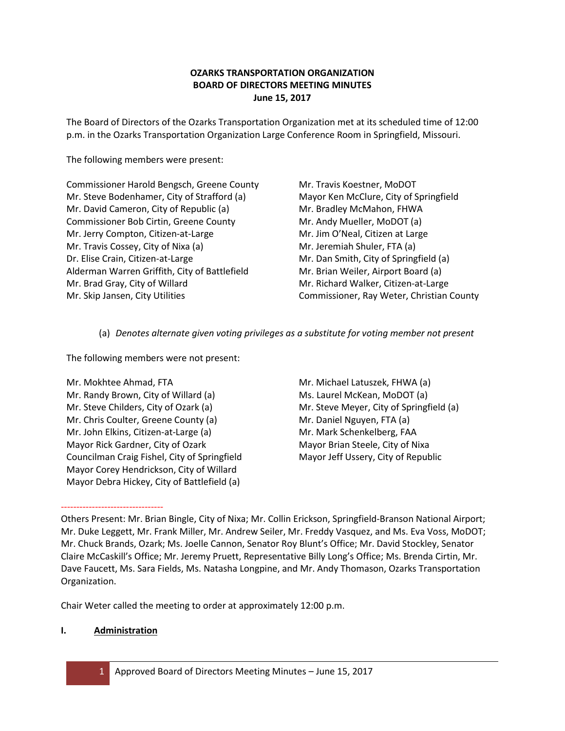**OZARKS TRANSPORTATION ORGANIZATION**
**BOARD OF DIRECTORS MEETING MINUTES**
**June 15, 2017**

The Board of Directors of the Ozarks Transportation Organization met at its scheduled time of 12:00 p.m. in the Ozarks Transportation Organization Large Conference Room in Springfield, Missouri.

The following members were present:

Commissioner Harold Bengsch, Greene County
Mr. Steve Bodenhamer, City of Strafford (a)
Mr. David Cameron, City of Republic (a)
Commissioner Bob Cirtin, Greene County
Mr. Jerry Compton, Citizen-at-Large
Mr. Travis Cossey, City of Nixa (a)
Dr. Elise Crain, Citizen-at-Large
Alderman Warren Griffith, City of Battlefield
Mr. Brad Gray, City of Willard
Mr. Skip Jansen, City Utilities
Mr. Travis Koestner, MoDOT
Mayor Ken McClure, City of Springfield
Mr. Bradley McMahon, FHWA
Mr. Andy Mueller, MoDOT (a)
Mr. Jim O'Neal, Citizen at Large
Mr. Jeremiah Shuler, FTA (a)
Mr. Dan Smith, City of Springfield (a)
Mr. Brian Weiler, Airport Board (a)
Mr. Richard Walker, Citizen-at-Large
Commissioner, Ray Weter, Christian County

(a) *Denotes alternate given voting privileges as a substitute for voting member not present*

The following members were not present:

Mr. Mokhtee Ahmad, FTA
Mr. Randy Brown, City of Willard (a)
Mr. Steve Childers, City of Ozark (a)
Mr. Chris Coulter, Greene County (a)
Mr. John Elkins, Citizen-at-Large (a)
Mayor Rick Gardner, City of Ozark
Councilman Craig Fishel, City of Springfield
Mayor Corey Hendrickson, City of Willard
Mayor Debra Hickey, City of Battlefield (a)
Mr. Michael Latuszek, FHWA (a)
Ms. Laurel McKean, MoDOT (a)
Mr. Steve Meyer, City of Springfield (a)
Mr. Daniel Nguyen, FTA (a)
Mr. Mark Schenkelberg, FAA
Mayor Brian Steele, City of Nixa
Mayor Jeff Ussery, City of Republic

---------------------------------

Others Present: Mr. Brian Bingle, City of Nixa; Mr. Collin Erickson, Springfield-Branson National Airport; Mr. Duke Leggett, Mr. Frank Miller, Mr. Andrew Seiler, Mr. Freddy Vasquez, and Ms. Eva Voss, MoDOT; Mr. Chuck Brands, Ozark; Ms. Joelle Cannon, Senator Roy Blunt's Office; Mr. David Stockley, Senator Claire McCaskill's Office; Mr. Jeremy Pruett, Representative Billy Long's Office; Ms. Brenda Cirtin, Mr. Dave Faucett, Ms. Sara Fields, Ms. Natasha Longpine, and Mr. Andy Thomason, Ozarks Transportation Organization.

Chair Weter called the meeting to order at approximately 12:00 p.m.

## I. Administration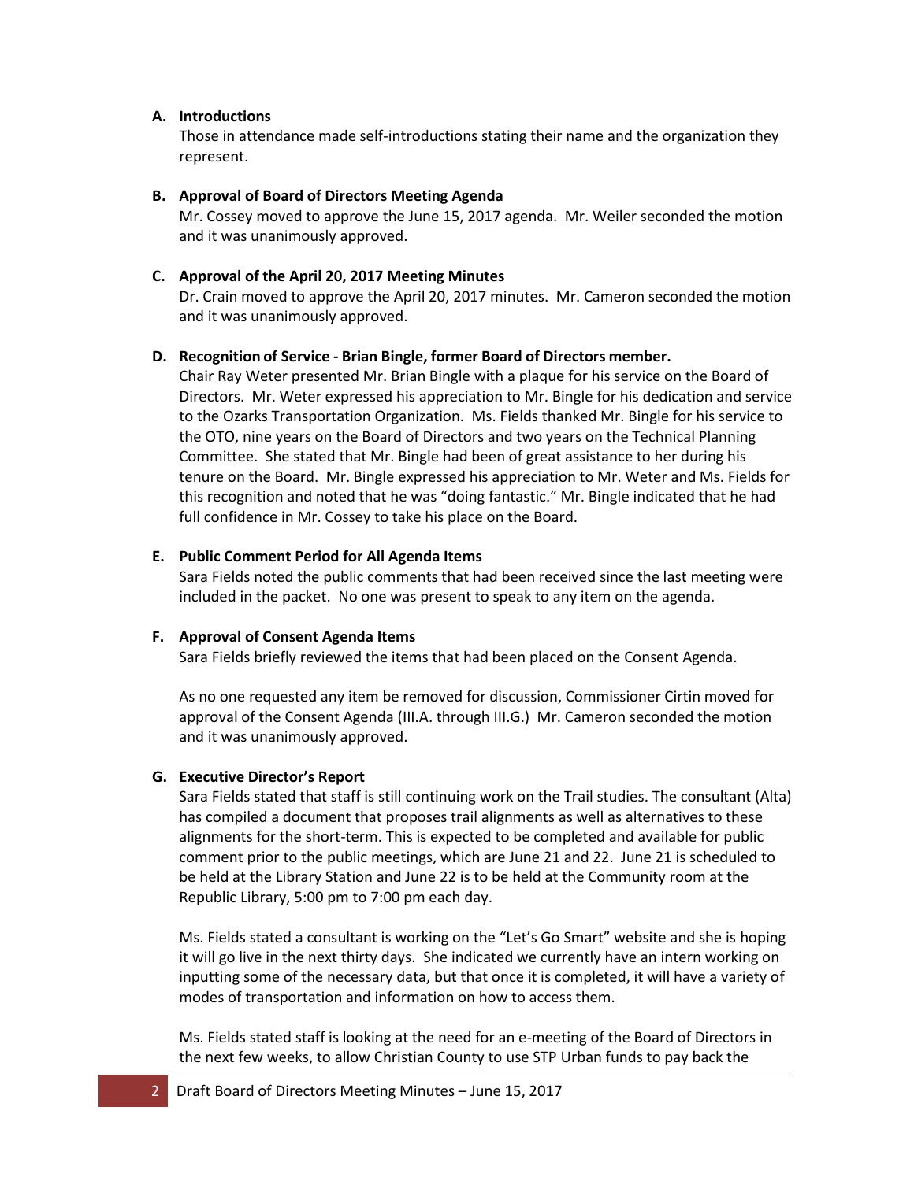**A. Introductions**

Those in attendance made self-introductions stating their name and the organization they represent.

**B. Approval of Board of Directors Meeting Agenda**

Mr. Cossey moved to approve the June 15, 2017 agenda. Mr. Weiler seconded the motion and it was unanimously approved.

**C. Approval of the April 20, 2017 Meeting Minutes**

Dr. Crain moved to approve the April 20, 2017 minutes. Mr. Cameron seconded the motion and it was unanimously approved.

**D. Recognition of Service - Brian Bingle, former Board of Directors member.**

Chair Ray Weter presented Mr. Brian Bingle with a plaque for his service on the Board of Directors. Mr. Weter expressed his appreciation to Mr. Bingle for his dedication and service to the Ozarks Transportation Organization. Ms. Fields thanked Mr. Bingle for his service to the OTO, nine years on the Board of Directors and two years on the Technical Planning Committee. She stated that Mr. Bingle had been of great assistance to her during his tenure on the Board. Mr. Bingle expressed his appreciation to Mr. Weter and Ms. Fields for this recognition and noted that he was "doing fantastic." Mr. Bingle indicated that he had full confidence in Mr. Cossey to take his place on the Board.

**E. Public Comment Period for All Agenda Items**

Sara Fields noted the public comments that had been received since the last meeting were included in the packet. No one was present to speak to any item on the agenda.

**F. Approval of Consent Agenda Items**

Sara Fields briefly reviewed the items that had been placed on the Consent Agenda.

As no one requested any item be removed for discussion, Commissioner Cirtin moved for approval of the Consent Agenda (III.A. through III.G.) Mr. Cameron seconded the motion and it was unanimously approved.

**G. Executive Director's Report**

Sara Fields stated that staff is still continuing work on the Trail studies. The consultant (Alta) has compiled a document that proposes trail alignments as well as alternatives to these alignments for the short-term. This is expected to be completed and available for public comment prior to the public meetings, which are June 21 and 22. June 21 is scheduled to be held at the Library Station and June 22 is to be held at the Community room at the Republic Library, 5:00 pm to 7:00 pm each day.

Ms. Fields stated a consultant is working on the "Let's Go Smart" website and she is hoping it will go live in the next thirty days. She indicated we currently have an intern working on inputting some of the necessary data, but that once it is completed, it will have a variety of modes of transportation and information on how to access them.

Ms. Fields stated staff is looking at the need for an e-meeting of the Board of Directors in the next few weeks, to allow Christian County to use STP Urban funds to pay back the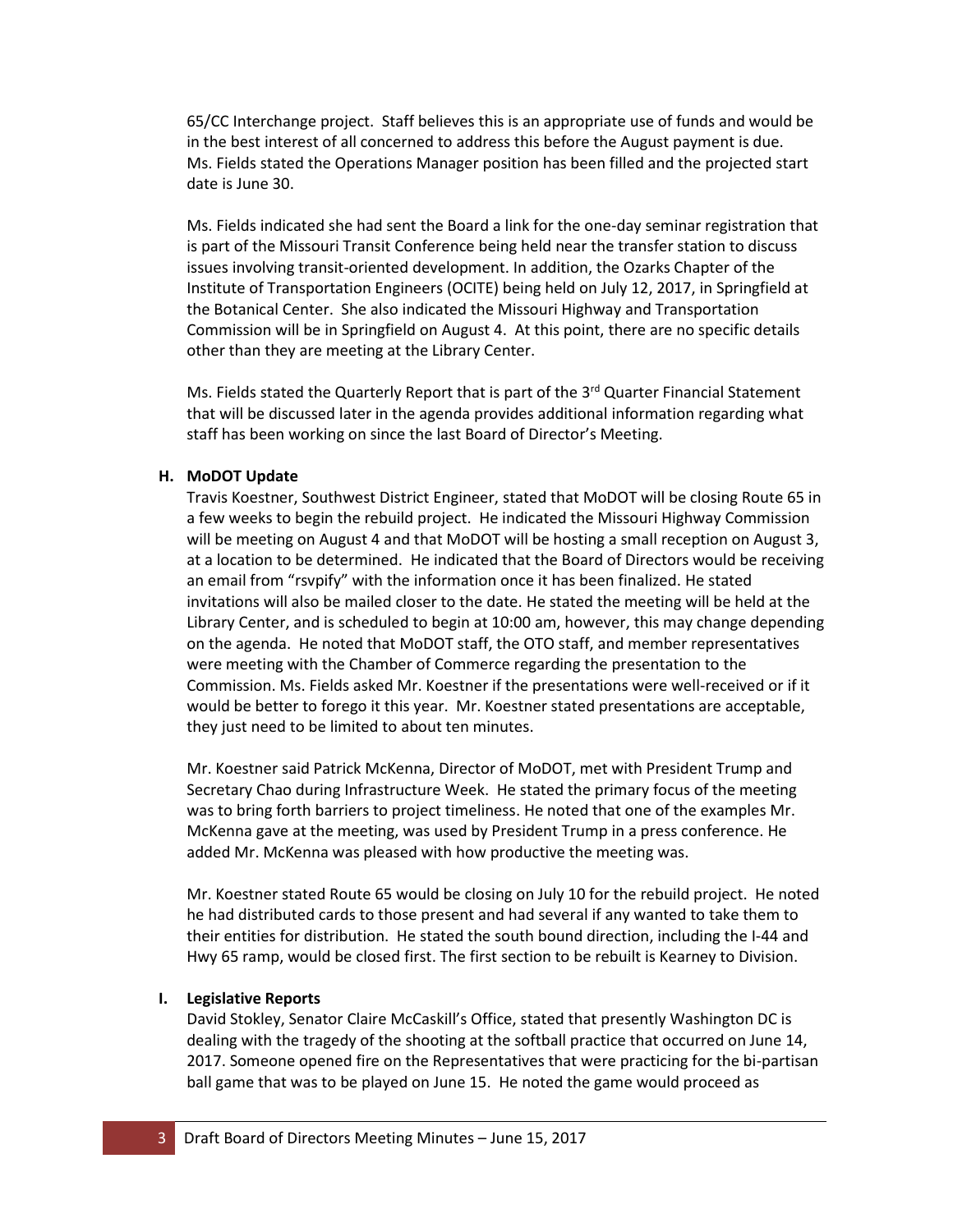65/CC Interchange project. Staff believes this is an appropriate use of funds and would be in the best interest of all concerned to address this before the August payment is due. Ms. Fields stated the Operations Manager position has been filled and the projected start date is June 30.

Ms. Fields indicated she had sent the Board a link for the one-day seminar registration that is part of the Missouri Transit Conference being held near the transfer station to discuss issues involving transit-oriented development. In addition, the Ozarks Chapter of the Institute of Transportation Engineers (OCITE) being held on July 12, 2017, in Springfield at the Botanical Center. She also indicated the Missouri Highway and Transportation Commission will be in Springfield on August 4. At this point, there are no specific details other than they are meeting at the Library Center.

Ms. Fields stated the Quarterly Report that is part of the 3rd Quarter Financial Statement that will be discussed later in the agenda provides additional information regarding what staff has been working on since the last Board of Director's Meeting.

### H. MoDOT Update

Travis Koestner, Southwest District Engineer, stated that MoDOT will be closing Route 65 in a few weeks to begin the rebuild project. He indicated the Missouri Highway Commission will be meeting on August 4 and that MoDOT will be hosting a small reception on August 3, at a location to be determined. He indicated that the Board of Directors would be receiving an email from "rsvpify" with the information once it has been finalized. He stated invitations will also be mailed closer to the date. He stated the meeting will be held at the Library Center, and is scheduled to begin at 10:00 am, however, this may change depending on the agenda. He noted that MoDOT staff, the OTO staff, and member representatives were meeting with the Chamber of Commerce regarding the presentation to the Commission. Ms. Fields asked Mr. Koestner if the presentations were well-received or if it would be better to forego it this year. Mr. Koestner stated presentations are acceptable, they just need to be limited to about ten minutes.

Mr. Koestner said Patrick McKenna, Director of MoDOT, met with President Trump and Secretary Chao during Infrastructure Week. He stated the primary focus of the meeting was to bring forth barriers to project timeliness. He noted that one of the examples Mr. McKenna gave at the meeting, was used by President Trump in a press conference. He added Mr. McKenna was pleased with how productive the meeting was.

Mr. Koestner stated Route 65 would be closing on July 10 for the rebuild project. He noted he had distributed cards to those present and had several if any wanted to take them to their entities for distribution. He stated the south bound direction, including the I-44 and Hwy 65 ramp, would be closed first. The first section to be rebuilt is Kearney to Division.

### I. Legislative Reports

David Stokley, Senator Claire McCaskill's Office, stated that presently Washington DC is dealing with the tragedy of the shooting at the softball practice that occurred on June 14, 2017. Someone opened fire on the Representatives that were practicing for the bi-partisan ball game that was to be played on June 15. He noted the game would proceed as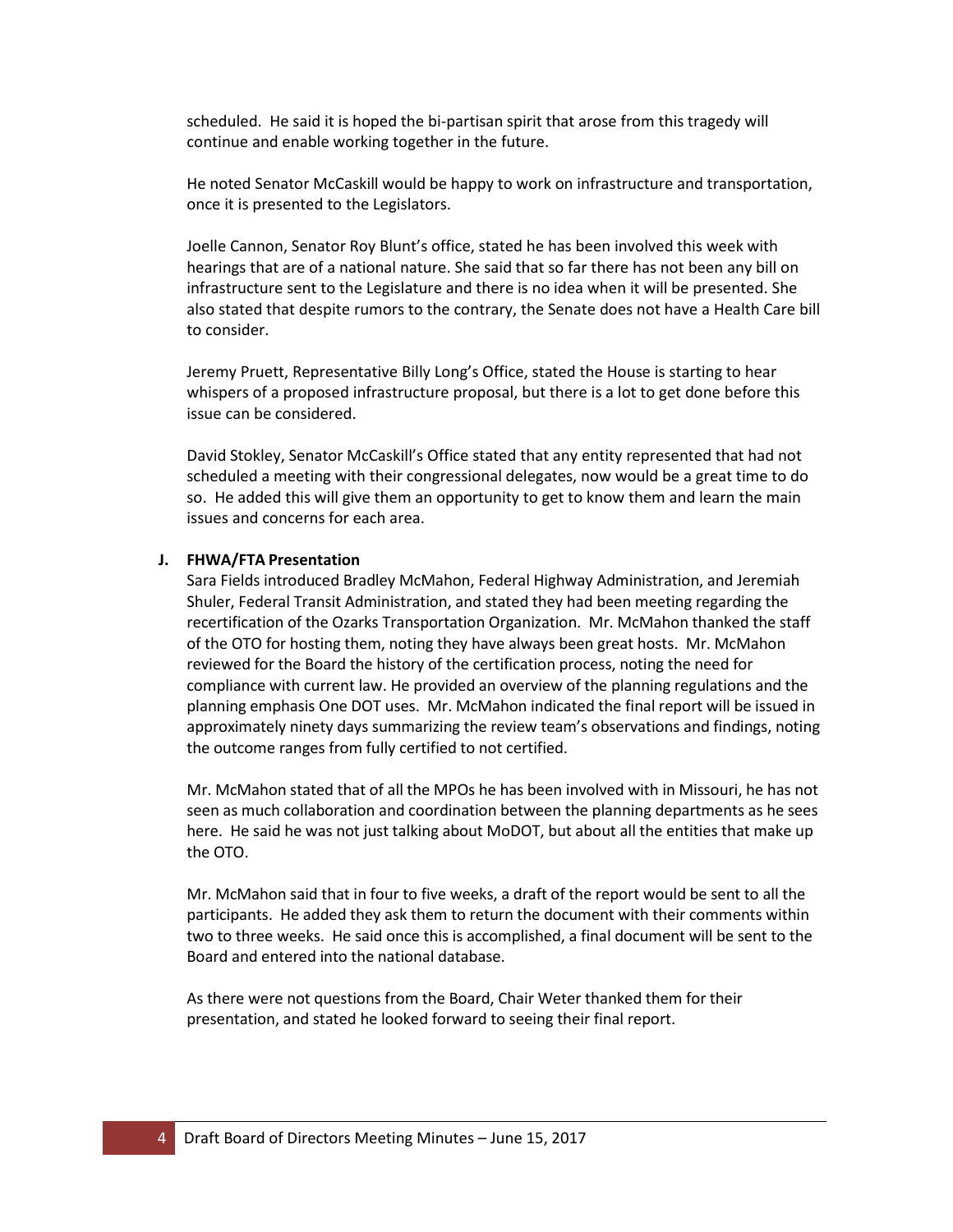scheduled. He said it is hoped the bi-partisan spirit that arose from this tragedy will continue and enable working together in the future.

He noted Senator McCaskill would be happy to work on infrastructure and transportation, once it is presented to the Legislators.

Joelle Cannon, Senator Roy Blunt's office, stated he has been involved this week with hearings that are of a national nature. She said that so far there has not been any bill on infrastructure sent to the Legislature and there is no idea when it will be presented. She also stated that despite rumors to the contrary, the Senate does not have a Health Care bill to consider.

Jeremy Pruett, Representative Billy Long's Office, stated the House is starting to hear whispers of a proposed infrastructure proposal, but there is a lot to get done before this issue can be considered.

David Stokley, Senator McCaskill's Office stated that any entity represented that had not scheduled a meeting with their congressional delegates, now would be a great time to do so. He added this will give them an opportunity to get to know them and learn the main issues and concerns for each area.

**J. FHWA/FTA Presentation**

Sara Fields introduced Bradley McMahon, Federal Highway Administration, and Jeremiah Shuler, Federal Transit Administration, and stated they had been meeting regarding the recertification of the Ozarks Transportation Organization. Mr. McMahon thanked the staff of the OTO for hosting them, noting they have always been great hosts. Mr. McMahon reviewed for the Board the history of the certification process, noting the need for compliance with current law. He provided an overview of the planning regulations and the planning emphasis One DOT uses. Mr. McMahon indicated the final report will be issued in approximately ninety days summarizing the review team's observations and findings, noting the outcome ranges from fully certified to not certified.

Mr. McMahon stated that of all the MPOs he has been involved with in Missouri, he has not seen as much collaboration and coordination between the planning departments as he sees here. He said he was not just talking about MoDOT, but about all the entities that make up the OTO.

Mr. McMahon said that in four to five weeks, a draft of the report would be sent to all the participants. He added they ask them to return the document with their comments within two to three weeks. He said once this is accomplished, a final document will be sent to the Board and entered into the national database.

As there were not questions from the Board, Chair Weter thanked them for their presentation, and stated he looked forward to seeing their final report.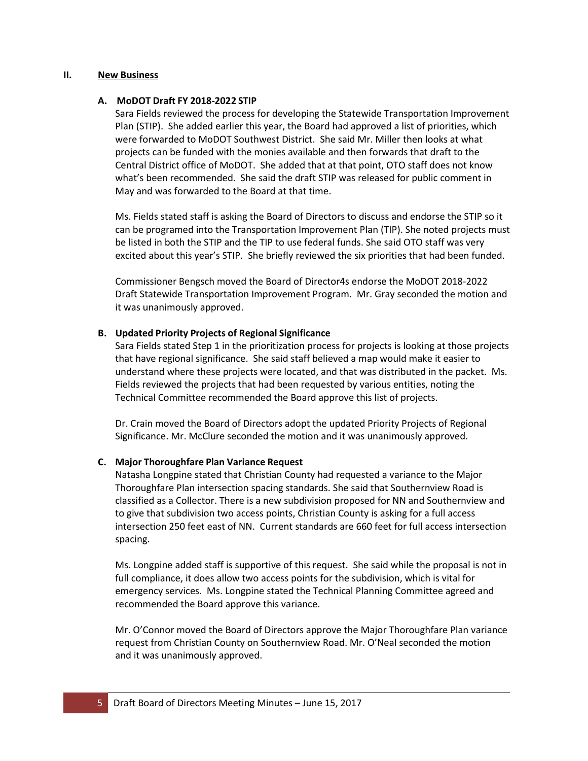## II. New Business

### A. MoDOT Draft FY 2018-2022 STIP

Sara Fields reviewed the process for developing the Statewide Transportation Improvement Plan (STIP). She added earlier this year, the Board had approved a list of priorities, which were forwarded to MoDOT Southwest District. She said Mr. Miller then looks at what projects can be funded with the monies available and then forwards that draft to the Central District office of MoDOT. She added that at that point, OTO staff does not know what's been recommended. She said the draft STIP was released for public comment in May and was forwarded to the Board at that time.

Ms. Fields stated staff is asking the Board of Directors to discuss and endorse the STIP so it can be programed into the Transportation Improvement Plan (TIP). She noted projects must be listed in both the STIP and the TIP to use federal funds. She said OTO staff was very excited about this year's STIP. She briefly reviewed the six priorities that had been funded.

Commissioner Bengsch moved the Board of Director4s endorse the MoDOT 2018-2022 Draft Statewide Transportation Improvement Program. Mr. Gray seconded the motion and it was unanimously approved.

### B. Updated Priority Projects of Regional Significance

Sara Fields stated Step 1 in the prioritization process for projects is looking at those projects that have regional significance. She said staff believed a map would make it easier to understand where these projects were located, and that was distributed in the packet. Ms. Fields reviewed the projects that had been requested by various entities, noting the Technical Committee recommended the Board approve this list of projects.

Dr. Crain moved the Board of Directors adopt the updated Priority Projects of Regional Significance. Mr. McClure seconded the motion and it was unanimously approved.

### C. Major Thoroughfare Plan Variance Request

Natasha Longpine stated that Christian County had requested a variance to the Major Thoroughfare Plan intersection spacing standards. She said that Southernview Road is classified as a Collector. There is a new subdivision proposed for NN and Southernview and to give that subdivision two access points, Christian County is asking for a full access intersection 250 feet east of NN. Current standards are 660 feet for full access intersection spacing.

Ms. Longpine added staff is supportive of this request. She said while the proposal is not in full compliance, it does allow two access points for the subdivision, which is vital for emergency services. Ms. Longpine stated the Technical Planning Committee agreed and recommended the Board approve this variance.

Mr. O'Connor moved the Board of Directors approve the Major Thoroughfare Plan variance request from Christian County on Southernview Road. Mr. O'Neal seconded the motion and it was unanimously approved.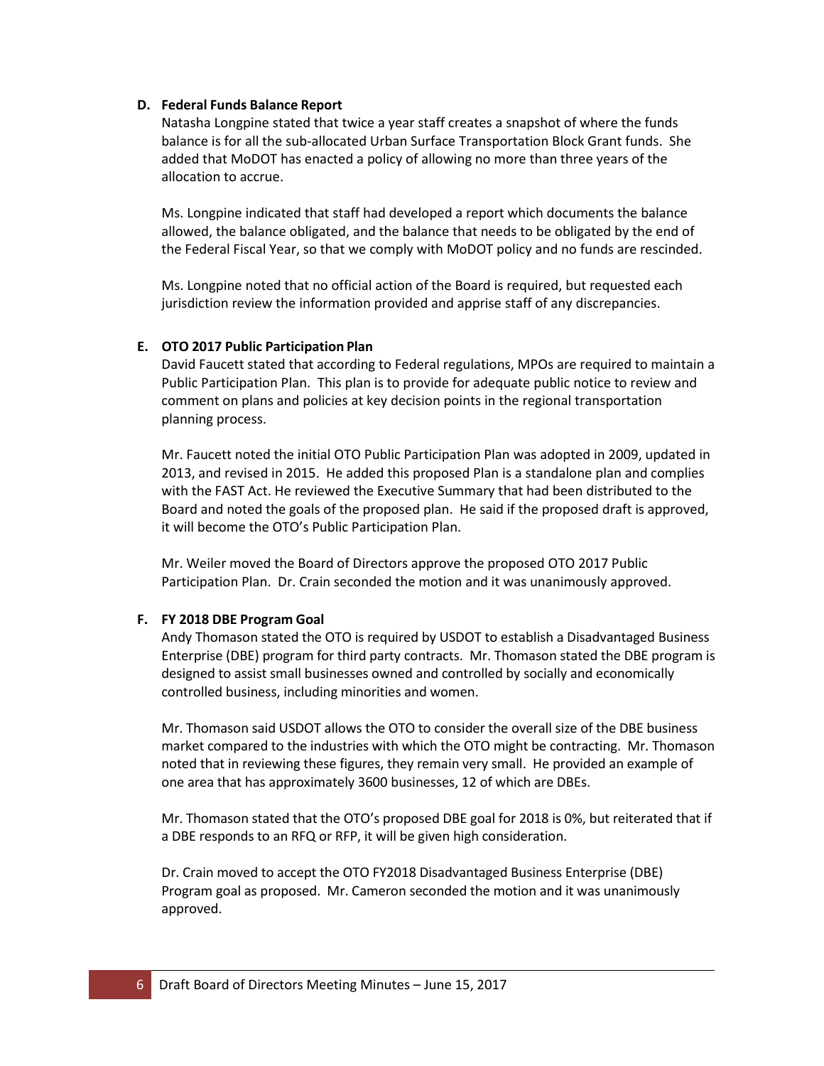**D. Federal Funds Balance Report**

Natasha Longpine stated that twice a year staff creates a snapshot of where the funds balance is for all the sub-allocated Urban Surface Transportation Block Grant funds. She added that MoDOT has enacted a policy of allowing no more than three years of the allocation to accrue.

Ms. Longpine indicated that staff had developed a report which documents the balance allowed, the balance obligated, and the balance that needs to be obligated by the end of the Federal Fiscal Year, so that we comply with MoDOT policy and no funds are rescinded.

Ms. Longpine noted that no official action of the Board is required, but requested each jurisdiction review the information provided and apprise staff of any discrepancies.

**E. OTO 2017 Public Participation Plan**

David Faucett stated that according to Federal regulations, MPOs are required to maintain a Public Participation Plan. This plan is to provide for adequate public notice to review and comment on plans and policies at key decision points in the regional transportation planning process.

Mr. Faucett noted the initial OTO Public Participation Plan was adopted in 2009, updated in 2013, and revised in 2015. He added this proposed Plan is a standalone plan and complies with the FAST Act. He reviewed the Executive Summary that had been distributed to the Board and noted the goals of the proposed plan. He said if the proposed draft is approved, it will become the OTO's Public Participation Plan.

Mr. Weiler moved the Board of Directors approve the proposed OTO 2017 Public Participation Plan. Dr. Crain seconded the motion and it was unanimously approved.

**F. FY 2018 DBE Program Goal**

Andy Thomason stated the OTO is required by USDOT to establish a Disadvantaged Business Enterprise (DBE) program for third party contracts. Mr. Thomason stated the DBE program is designed to assist small businesses owned and controlled by socially and economically controlled business, including minorities and women.

Mr. Thomason said USDOT allows the OTO to consider the overall size of the DBE business market compared to the industries with which the OTO might be contracting. Mr. Thomason noted that in reviewing these figures, they remain very small. He provided an example of one area that has approximately 3600 businesses, 12 of which are DBEs.

Mr. Thomason stated that the OTO's proposed DBE goal for 2018 is 0%, but reiterated that if a DBE responds to an RFQ or RFP, it will be given high consideration.

Dr. Crain moved to accept the OTO FY2018 Disadvantaged Business Enterprise (DBE) Program goal as proposed. Mr. Cameron seconded the motion and it was unanimously approved.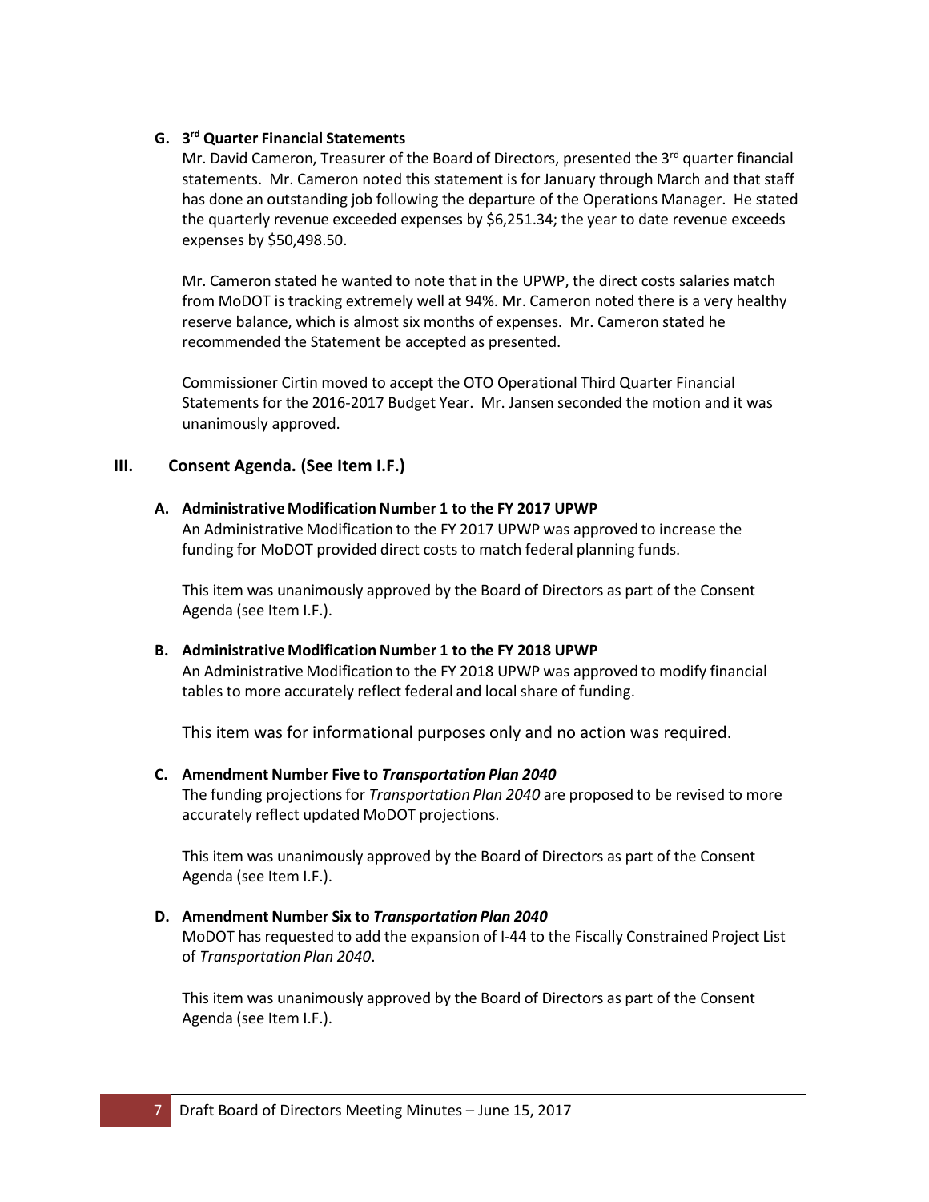### G. 3rd Quarter Financial Statements

Mr. David Cameron, Treasurer of the Board of Directors, presented the 3rd quarter financial statements. Mr. Cameron noted this statement is for January through March and that staff has done an outstanding job following the departure of the Operations Manager. He stated the quarterly revenue exceeded expenses by $6,251.34; the year to date revenue exceeds expenses by $50,498.50.

Mr. Cameron stated he wanted to note that in the UPWP, the direct costs salaries match from MoDOT is tracking extremely well at 94%. Mr. Cameron noted there is a very healthy reserve balance, which is almost six months of expenses. Mr. Cameron stated he recommended the Statement be accepted as presented.

Commissioner Cirtin moved to accept the OTO Operational Third Quarter Financial Statements for the 2016-2017 Budget Year. Mr. Jansen seconded the motion and it was unanimously approved.

## III. Consent Agenda. (See Item I.F.)

### A. Administrative Modification Number 1 to the FY 2017 UPWP

An Administrative Modification to the FY 2017 UPWP was approved to increase the funding for MoDOT provided direct costs to match federal planning funds.

This item was unanimously approved by the Board of Directors as part of the Consent Agenda (see Item I.F.).

### B. Administrative Modification Number 1 to the FY 2018 UPWP

An Administrative Modification to the FY 2018 UPWP was approved to modify financial tables to more accurately reflect federal and local share of funding.

This item was for informational purposes only and no action was required.

### C. Amendment Number Five to *Transportation Plan 2040*

The funding projections for *Transportation Plan 2040* are proposed to be revised to more accurately reflect updated MoDOT projections.

This item was unanimously approved by the Board of Directors as part of the Consent Agenda (see Item I.F.).

### D. Amendment Number Six to *Transportation Plan 2040*

MoDOT has requested to add the expansion of I-44 to the Fiscally Constrained Project List of *Transportation Plan 2040*.

This item was unanimously approved by the Board of Directors as part of the Consent Agenda (see Item I.F.).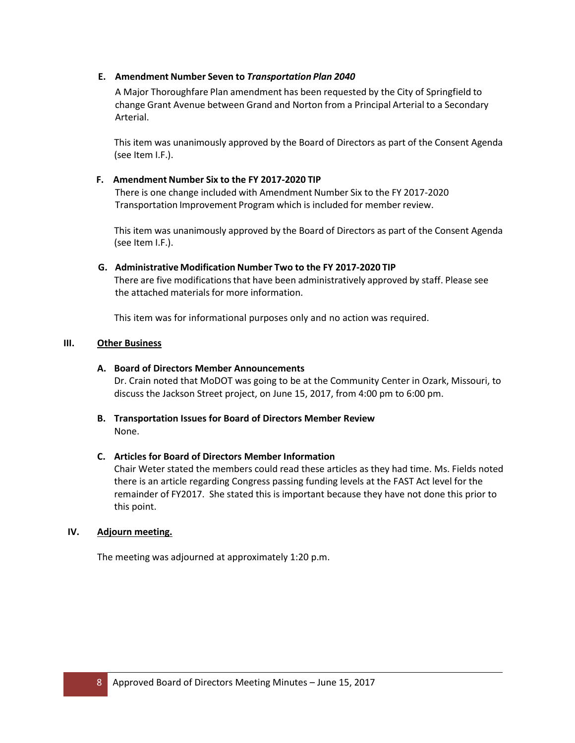**E. Amendment Number Seven to *Transportation Plan 2040***

A Major Thoroughfare Plan amendment has been requested by the City of Springfield to change Grant Avenue between Grand and Norton from a Principal Arterial to a Secondary Arterial.

This item was unanimously approved by the Board of Directors as part of the Consent Agenda (see Item I.F.).

**F. Amendment Number Six to the FY 2017-2020 TIP**

There is one change included with Amendment Number Six to the FY 2017-2020 Transportation Improvement Program which is included for member review.

This item was unanimously approved by the Board of Directors as part of the Consent Agenda (see Item I.F.).

**G. Administrative Modification Number Two to the FY 2017-2020 TIP**

There are five modifications that have been administratively approved by staff. Please see the attached materials for more information.

This item was for informational purposes only and no action was required.

## III. Other Business

**A. Board of Directors Member Announcements**

Dr. Crain noted that MoDOT was going to be at the Community Center in Ozark, Missouri, to discuss the Jackson Street project, on June 15, 2017, from 4:00 pm to 6:00 pm.

**B. Transportation Issues for Board of Directors Member Review**

None.

**C. Articles for Board of Directors Member Information**

Chair Weter stated the members could read these articles as they had time. Ms. Fields noted there is an article regarding Congress passing funding levels at the FAST Act level for the remainder of FY2017. She stated this is important because they have not done this prior to this point.

## IV. Adjourn meeting.

The meeting was adjourned at approximately 1:20 p.m.